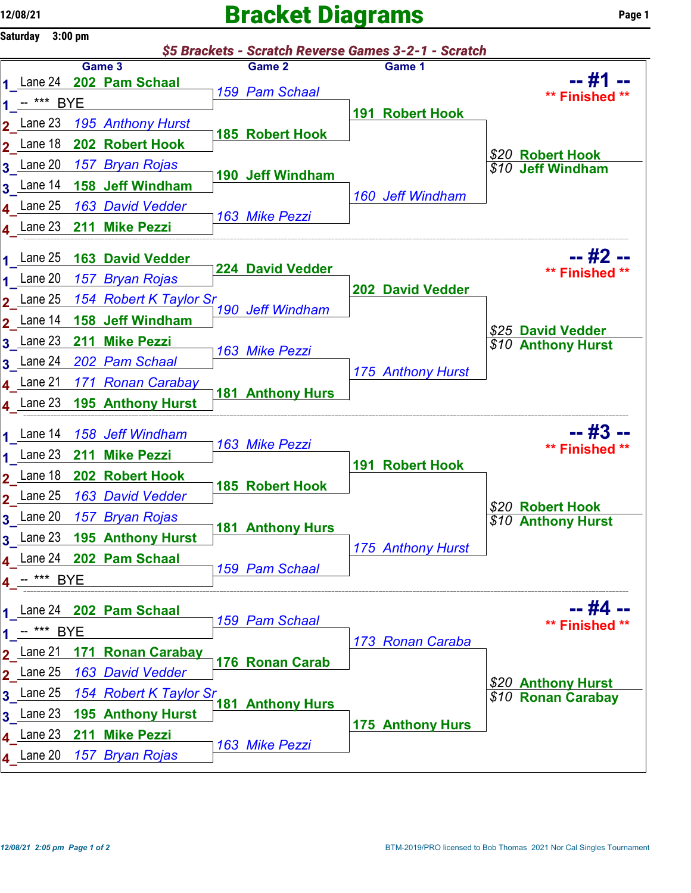# Bracket Diagrams

12/08/21
Saturday 3:00 pm

## $5 Brackets - Scratch Reverse Games 3-2-1 - Scratch

### -- #1 -- ** Finished **

| Pos | Game 3 | Game 2 | Game 1 | Result |
|---|---|---|---|---|
| 1 | Lane 24 202 Pam Schaal | 159 Pam Schaal | 191 Robert Hook | $20 Robert Hook |
| 1 | -- *** BYE | | | $10 Jeff Windham |
| 2 | Lane 23 195 Anthony Hurst | 185 Robert Hook | | |
| 2 | Lane 18 202 Robert Hook | | | |
| 3 | Lane 20 157 Bryan Rojas | 190 Jeff Windham | 160 Jeff Windham | |
| 3 | Lane 14 158 Jeff Windham | | | |
| 4 | Lane 25 163 David Vedder | 163 Mike Pezzi | | |
| 4 | Lane 23 211 Mike Pezzi | | | |

### -- #2 -- ** Finished **

| Pos | Game 3 | Game 2 | Game 1 | Result |
|---|---|---|---|---|
| 1 | Lane 25 163 David Vedder | 224 David Vedder | 202 David Vedder | $25 David Vedder |
| 1 | Lane 20 157 Bryan Rojas | | | $10 Anthony Hurst |
| 2 | Lane 25 154 Robert K Taylor Sr | 190 Jeff Windham | | |
| 2 | Lane 14 158 Jeff Windham | | | |
| 3 | Lane 23 211 Mike Pezzi | 163 Mike Pezzi | 175 Anthony Hurst | |
| 3 | Lane 24 202 Pam Schaal | | | |
| 4 | Lane 21 171 Ronan Carabay | 181 Anthony Hurs | | |
| 4 | Lane 23 195 Anthony Hurst | | | |

### -- #3 -- ** Finished **

| Pos | Game 3 | Game 2 | Game 1 | Result |
|---|---|---|---|---|
| 1 | Lane 14 158 Jeff Windham | 163 Mike Pezzi | 191 Robert Hook | $20 Robert Hook |
| 1 | Lane 23 211 Mike Pezzi | | | $10 Anthony Hurst |
| 2 | Lane 18 202 Robert Hook | 185 Robert Hook | | |
| 2 | Lane 25 163 David Vedder | | | |
| 3 | Lane 20 157 Bryan Rojas | 181 Anthony Hurs | 175 Anthony Hurst | |
| 3 | Lane 23 195 Anthony Hurst | | | |
| 4 | Lane 24 202 Pam Schaal | 159 Pam Schaal | | |
| 4 | -- *** BYE | | | |

### -- #4 -- ** Finished **

| Pos | Game 3 | Game 2 | Game 1 | Result |
|---|---|---|---|---|
| 1 | Lane 24 202 Pam Schaal | 159 Pam Schaal | 173 Ronan Caraba | $20 Anthony Hurst |
| 1 | -- *** BYE | | | $10 Ronan Carabay |
| 2 | Lane 21 171 Ronan Carabay | 176 Ronan Carab | | |
| 2 | Lane 25 163 David Vedder | | | |
| 3 | Lane 25 154 Robert K Taylor Sr | 181 Anthony Hurs | 175 Anthony Hurs | |
| 3 | Lane 23 195 Anthony Hurst | | | |
| 4 | Lane 23 211 Mike Pezzi | 163 Mike Pezzi | | |
| 4 | Lane 20 157 Bryan Rojas | | | |

12/08/21 2:05 pm

BTM-2019/PRO licensed to Bob Thomas 2021 Nor Cal Singles Tournament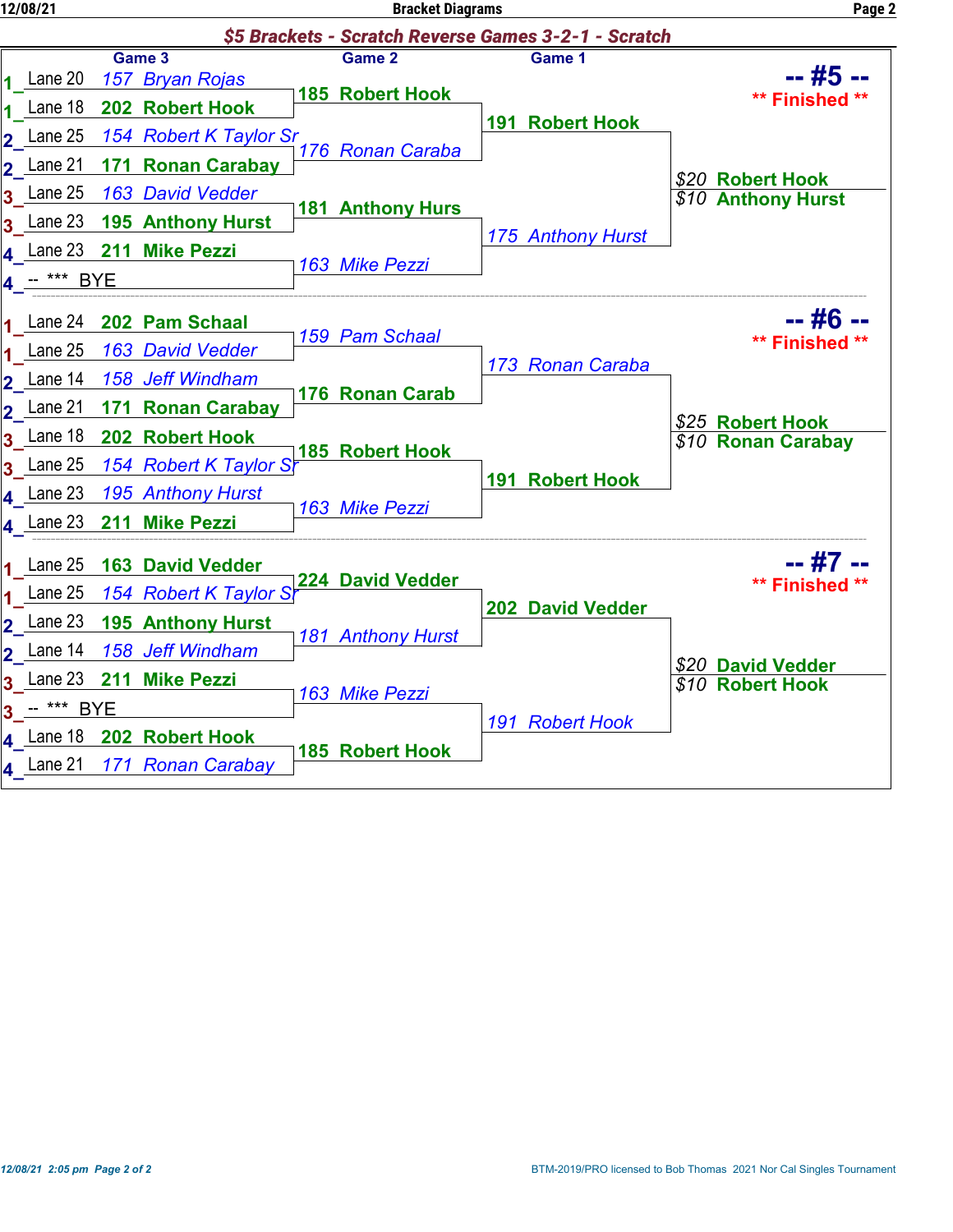## $5 Brackets - Scratch Reverse Games 3-2-1 - Scratch

### -- #5 -- ** Finished **

| | Game 3 | Game 2 | Game 1 | |
|---|---|---|---|---|
| 1 | Lane 20 157 Bryan Rojas | 185 Robert Hook | 191 Robert Hook | $20 Robert Hook |
| 1 | Lane 18 202 Robert Hook | | | $10 Anthony Hurst |
| 2 | Lane 25 154 Robert K Taylor Sr | 176 Ronan Caraba | | |
| 2 | Lane 21 171 Ronan Carabay | | | |
| 3 | Lane 25 163 David Vedder | 181 Anthony Hurs | 175 Anthony Hurst | |
| 3 | Lane 23 195 Anthony Hurst | | | |
| 4 | Lane 23 211 Mike Pezzi | 163 Mike Pezzi | | |
| 4 | -- *** BYE | | | |

### -- #6 -- ** Finished **

| | Game 3 | Game 2 | Game 1 | |
|---|---|---|---|---|
| 1 | Lane 24 202 Pam Schaal | 159 Pam Schaal | 173 Ronan Caraba | $25 Robert Hook |
| 1 | Lane 25 163 David Vedder | | | $10 Ronan Carabay |
| 2 | Lane 14 158 Jeff Windham | 176 Ronan Carab | | |
| 2 | Lane 21 171 Ronan Carabay | | | |
| 3 | Lane 18 202 Robert Hook | 185 Robert Hook | 191 Robert Hook | |
| 3 | Lane 25 154 Robert K Taylor Sr | | | |
| 4 | Lane 23 195 Anthony Hurst | 163 Mike Pezzi | | |
| 4 | Lane 23 211 Mike Pezzi | | | |

### -- #7 -- ** Finished **

| | Game 3 | Game 2 | Game 1 | |
|---|---|---|---|---|
| 1 | Lane 25 163 David Vedder | 224 David Vedder | 202 David Vedder | $20 David Vedder |
| 1 | Lane 25 154 Robert K Taylor Sr | | | $10 Robert Hook |
| 2 | Lane 23 195 Anthony Hurst | 181 Anthony Hurst | | |
| 2 | Lane 14 158 Jeff Windham | | | |
| 3 | Lane 23 211 Mike Pezzi | 163 Mike Pezzi | 191 Robert Hook | |
| 3 | -- *** BYE | | | |
| 4 | Lane 18 202 Robert Hook | 185 Robert Hook | | |
| 4 | Lane 21 171 Ronan Carabay | | | |

BTM-2019/PRO licensed to Bob Thomas 2021 Nor Cal Singles Tournament